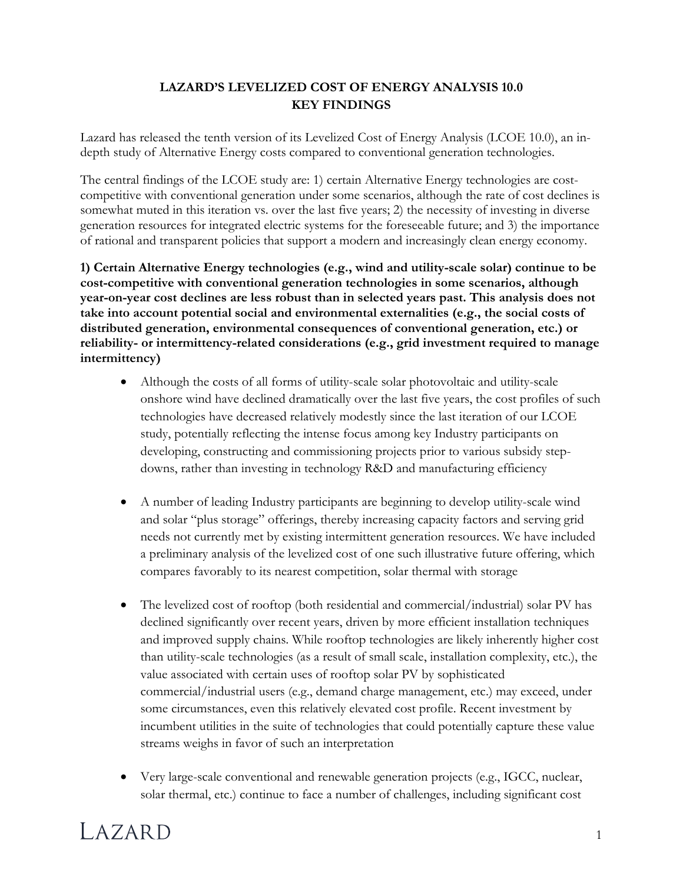# LAZARD'S LEVELIZED COST OF ENERGY ANALYSIS 10.0
## KEY FINDINGS

Lazard has released the tenth version of its Levelized Cost of Energy Analysis (LCOE 10.0), an in-depth study of Alternative Energy costs compared to conventional generation technologies.

The central findings of the LCOE study are: 1) certain Alternative Energy technologies are cost-competitive with conventional generation under some scenarios, although the rate of cost declines is somewhat muted in this iteration vs. over the last five years; 2) the necessity of investing in diverse generation resources for integrated electric systems for the foreseeable future; and 3) the importance of rational and transparent policies that support a modern and increasingly clean energy economy.

**1) Certain Alternative Energy technologies (e.g., wind and utility-scale solar) continue to be cost-competitive with conventional generation technologies in some scenarios, although year-on-year cost declines are less robust than in selected years past. This analysis does not take into account potential social and environmental externalities (e.g., the social costs of distributed generation, environmental consequences of conventional generation, etc.) or reliability- or intermittency-related considerations (e.g., grid investment required to manage intermittency)**

- Although the costs of all forms of utility-scale solar photovoltaic and utility-scale onshore wind have declined dramatically over the last five years, the cost profiles of such technologies have decreased relatively modestly since the last iteration of our LCOE study, potentially reflecting the intense focus among key Industry participants on developing, constructing and commissioning projects prior to various subsidy step-downs, rather than investing in technology R&D and manufacturing efficiency

- A number of leading Industry participants are beginning to develop utility-scale wind and solar "plus storage" offerings, thereby increasing capacity factors and serving grid needs not currently met by existing intermittent generation resources. We have included a preliminary analysis of the levelized cost of one such illustrative future offering, which compares favorably to its nearest competition, solar thermal with storage

- The levelized cost of rooftop (both residential and commercial/industrial) solar PV has declined significantly over recent years, driven by more efficient installation techniques and improved supply chains. While rooftop technologies are likely inherently higher cost than utility-scale technologies (as a result of small scale, installation complexity, etc.), the value associated with certain uses of rooftop solar PV by sophisticated commercial/industrial users (e.g., demand charge management, etc.) may exceed, under some circumstances, even this relatively elevated cost profile. Recent investment by incumbent utilities in the suite of technologies that could potentially capture these value streams weighs in favor of such an interpretation

- Very large-scale conventional and renewable generation projects (e.g., IGCC, nuclear, solar thermal, etc.) continue to face a number of challenges, including significant cost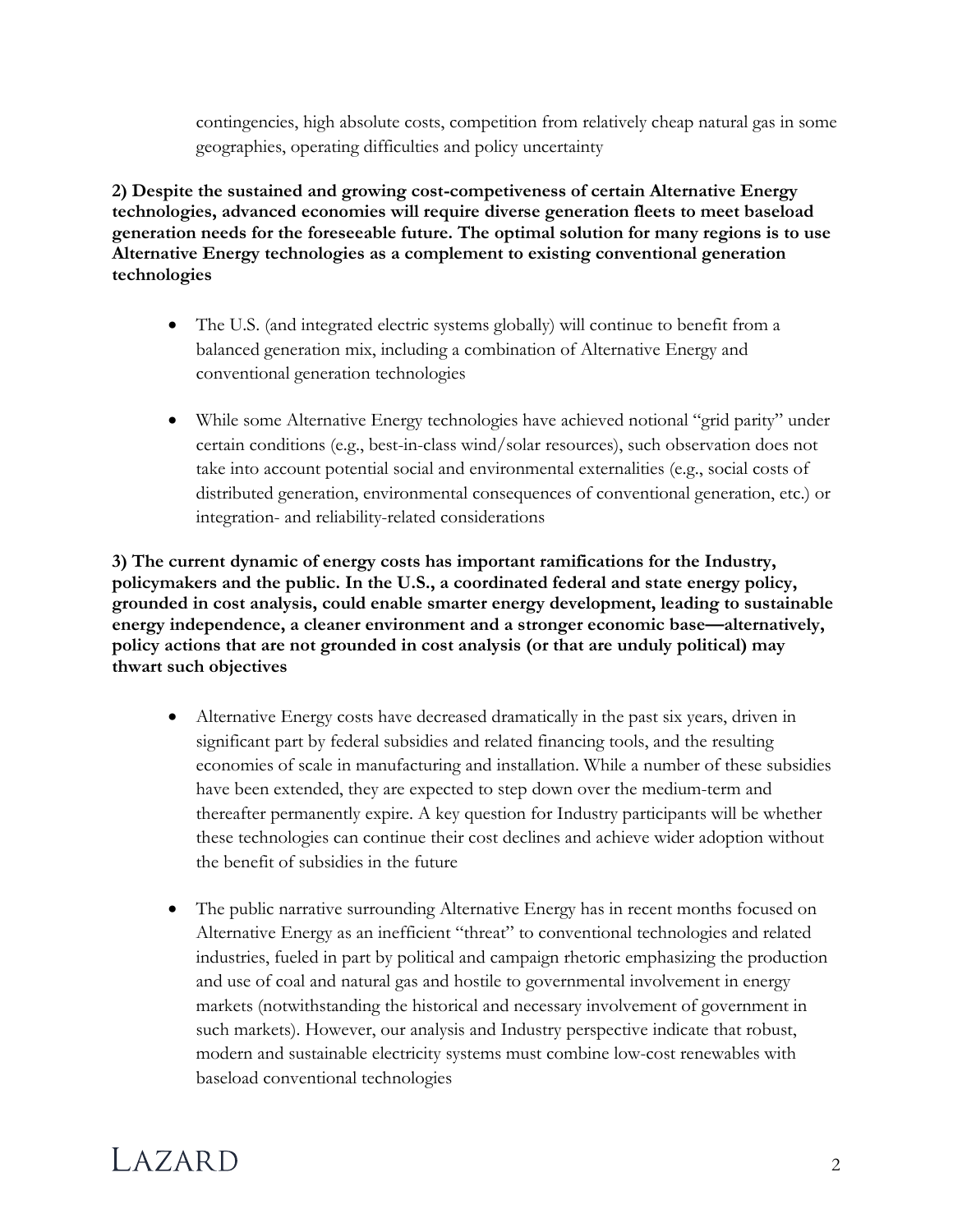contingencies, high absolute costs, competition from relatively cheap natural gas in some geographies, operating difficulties and policy uncertainty

**2) Despite the sustained and growing cost-competitiveness of certain Alternative Energy technologies, advanced economies will require diverse generation fleets to meet baseload generation needs for the foreseeable future. The optimal solution for many regions is to use Alternative Energy technologies as a complement to existing conventional generation technologies**

- The U.S. (and integrated electric systems globally) will continue to benefit from a balanced generation mix, including a combination of Alternative Energy and conventional generation technologies

- While some Alternative Energy technologies have achieved notional "grid parity" under certain conditions (e.g., best-in-class wind/solar resources), such observation does not take into account potential social and environmental externalities (e.g., social costs of distributed generation, environmental consequences of conventional generation, etc.) or integration- and reliability-related considerations

**3) The current dynamic of energy costs has important ramifications for the Industry, policymakers and the public. In the U.S., a coordinated federal and state energy policy, grounded in cost analysis, could enable smarter energy development, leading to sustainable energy independence, a cleaner environment and a stronger economic base—alternatively, policy actions that are not grounded in cost analysis (or that are unduly political) may thwart such objectives**

- Alternative Energy costs have decreased dramatically in the past six years, driven in significant part by federal subsidies and related financing tools, and the resulting economies of scale in manufacturing and installation. While a number of these subsidies have been extended, they are expected to step down over the medium-term and thereafter permanently expire. A key question for Industry participants will be whether these technologies can continue their cost declines and achieve wider adoption without the benefit of subsidies in the future

- The public narrative surrounding Alternative Energy has in recent months focused on Alternative Energy as an inefficient "threat" to conventional technologies and related industries, fueled in part by political and campaign rhetoric emphasizing the production and use of coal and natural gas and hostile to governmental involvement in energy markets (notwithstanding the historical and necessary involvement of government in such markets). However, our analysis and Industry perspective indicate that robust, modern and sustainable electricity systems must combine low-cost renewables with baseload conventional technologies